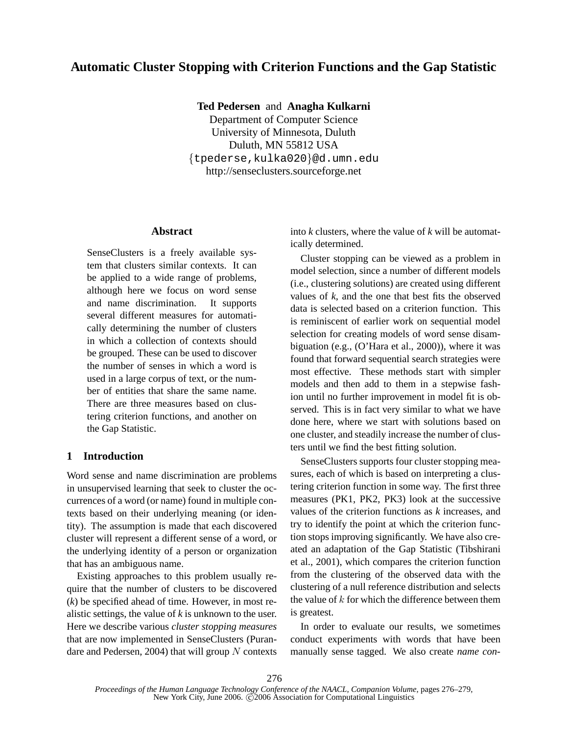# Automatic Cluster Stopping with Criterion Functions and the Gap Statistic

**Ted Pedersen** and **Anagha Kulkarni**
Department of Computer Science
University of Minnesota, Duluth
Duluth, MN 55812 USA
{tpederse,kulka020}@d.umn.edu
http://senseclusters.sourceforge.net

## Abstract

SenseClusters is a freely available system that clusters similar contexts. It can be applied to a wide range of problems, although here we focus on word sense and name discrimination. It supports several different measures for automatically determining the number of clusters in which a collection of contexts should be grouped. These can be used to discover the number of senses in which a word is used in a large corpus of text, or the number of entities that share the same name. There are three measures based on clustering criterion functions, and another on the Gap Statistic.

## 1 Introduction

Word sense and name discrimination are problems in unsupervised learning that seek to cluster the occurrences of a word (or name) found in multiple contexts based on their underlying meaning (or identity). The assumption is made that each discovered cluster will represent a different sense of a word, or the underlying identity of a person or organization that has an ambiguous name.

Existing approaches to this problem usually require that the number of clusters to be discovered (*k*) be specified ahead of time. However, in most realistic settings, the value of *k* is unknown to the user. Here we describe various *cluster stopping measures* that are now implemented in SenseClusters (Purandare and Pedersen, 2004) that will group $N$ contexts into *k* clusters, where the value of *k* will be automatically determined.

Cluster stopping can be viewed as a problem in model selection, since a number of different models (i.e., clustering solutions) are created using different values of *k*, and the one that best fits the observed data is selected based on a criterion function. This is reminiscent of earlier work on sequential model selection for creating models of word sense disambiguation (e.g., (O'Hara et al., 2000)), where it was found that forward sequential search strategies were most effective. These methods start with simpler models and then add to them in a stepwise fashion until no further improvement in model fit is observed. This is in fact very similar to what we have done here, where we start with solutions based on one cluster, and steadily increase the number of clusters until we find the best fitting solution.

SenseClusters supports four cluster stopping measures, each of which is based on interpreting a clustering criterion function in some way. The first three measures (PK1, PK2, PK3) look at the successive values of the criterion functions as *k* increases, and try to identify the point at which the criterion function stops improving significantly. We have also created an adaptation of the Gap Statistic (Tibshirani et al., 2001), which compares the criterion function from the clustering of the observed data with the clustering of a null reference distribution and selects the value of $k$ for which the difference between them is greatest.

In order to evaluate our results, we sometimes conduct experiments with words that have been manually sense tagged. We also create *name con-*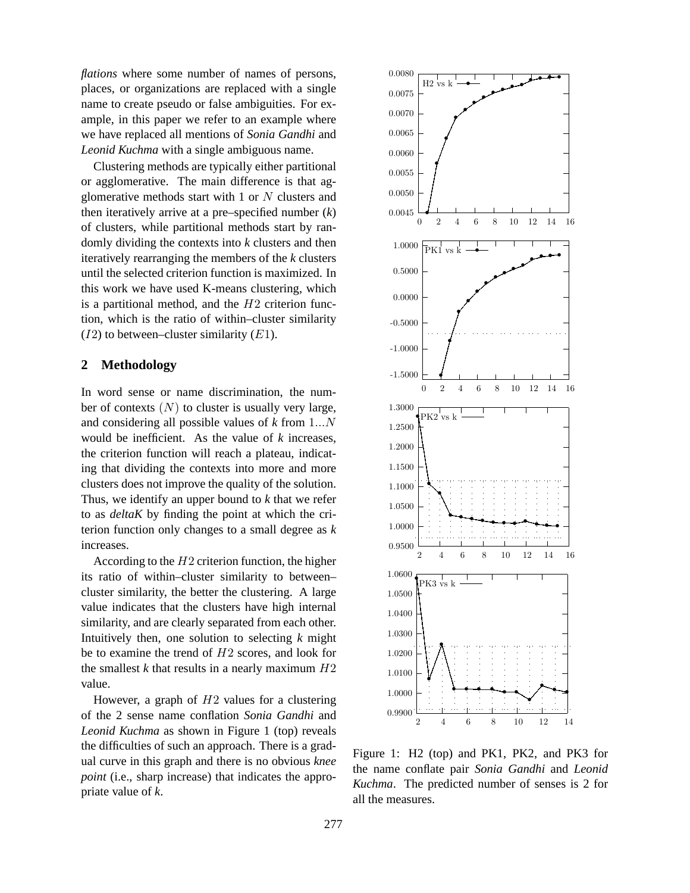*flations* where some number of names of persons, places, or organizations are replaced with a single name to create pseudo or false ambiguities. For example, in this paper we refer to an example where we have replaced all mentions of *Sonia Gandhi* and *Leonid Kuchma* with a single ambiguous name.

Clustering methods are typically either partitional or agglomerative. The main difference is that agglomerative methods start with 1 or $N$ clusters and then iteratively arrive at a pre–specified number (*k*) of clusters, while partitional methods start by randomly dividing the contexts into *k* clusters and then iteratively rearranging the members of the *k* clusters until the selected criterion function is maximized. In this work we have used K-means clustering, which is a partitional method, and the $H2$ criterion function, which is the ratio of within–cluster similarity ($I2$) to between–cluster similarity ($E1$).

## 2 Methodology

In word sense or name discrimination, the number of contexts $(N)$ to cluster is usually very large, and considering all possible values of *k* from $1...N$ would be inefficient. As the value of *k* increases, the criterion function will reach a plateau, indicating that dividing the contexts into more and more clusters does not improve the quality of the solution. Thus, we identify an upper bound to *k* that we refer to as *deltaK* by finding the point at which the criterion function only changes to a small degree as *k* increases.

According to the $H2$ criterion function, the higher its ratio of within–cluster similarity to between–cluster similarity, the better the clustering. A large value indicates that the clusters have high internal similarity, and are clearly separated from each other. Intuitively then, one solution to selecting *k* might be to examine the trend of $H2$ scores, and look for the smallest *k* that results in a nearly maximum $H2$ value.

However, a graph of $H2$ values for a clustering of the 2 sense name conflation *Sonia Gandhi* and *Leonid Kuchma* as shown in Figure 1 (top) reveals the difficulties of such an approach. There is a gradual curve in this graph and there is no obvious *knee point* (i.e., sharp increase) that indicates the appropriate value of *k*.

Figure 1: H2 (top) and PK1, PK2, and PK3 for the name conflate pair *Sonia Gandhi* and *Leonid Kuchma*. The predicted number of senses is 2 for all the measures.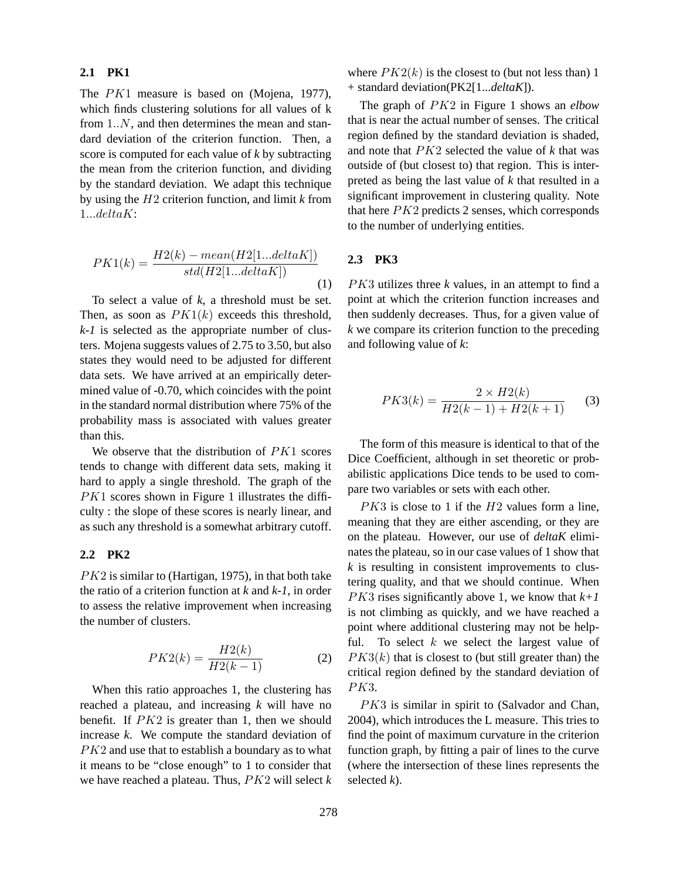### 2.1 PK1

The $PK1$ measure is based on (Mojena, 1977), which finds clustering solutions for all values of k from $1..N$, and then determines the mean and standard deviation of the criterion function. Then, a score is computed for each value of *k* by subtracting the mean from the criterion function, and dividing by the standard deviation. We adapt this technique by using the $H2$ criterion function, and limit *k* from $1...deltaK$:

$$PK1(k) = \frac{H2(k) - mean(H2[1...deltaK])}{std(H2[1...deltaK])} \tag{1}$$

To select a value of *k*, a threshold must be set. Then, as soon as $PK1(k)$ exceeds this threshold, *k-1* is selected as the appropriate number of clusters. Mojena suggests values of 2.75 to 3.50, but also states they would need to be adjusted for different data sets. We have arrived at an empirically determined value of -0.70, which coincides with the point in the standard normal distribution where 75% of the probability mass is associated with values greater than this.

We observe that the distribution of $PK1$ scores tends to change with different data sets, making it hard to apply a single threshold. The graph of the $PK1$ scores shown in Figure 1 illustrates the difficulty : the slope of these scores is nearly linear, and as such any threshold is a somewhat arbitrary cutoff.

### 2.2 PK2

$PK2$ is similar to (Hartigan, 1975), in that both take the ratio of a criterion function at *k* and *k-1*, in order to assess the relative improvement when increasing the number of clusters.

$$PK2(k) = \frac{H2(k)}{H2(k-1)} \tag{2}$$

When this ratio approaches 1, the clustering has reached a plateau, and increasing *k* will have no benefit. If $PK2$ is greater than 1, then we should increase *k*. We compute the standard deviation of $PK2$ and use that to establish a boundary as to what it means to be "close enough" to 1 to consider that we have reached a plateau. Thus, $PK2$ will select *k* where $PK2(k)$ is the closest to (but not less than) 1 + standard deviation(PK2[1...*deltaK*]).

The graph of $PK2$ in Figure 1 shows an *elbow* that is near the actual number of senses. The critical region defined by the standard deviation is shaded, and note that $PK2$ selected the value of *k* that was outside of (but closest to) that region. This is interpreted as being the last value of *k* that resulted in a significant improvement in clustering quality. Note that here $PK2$ predicts 2 senses, which corresponds to the number of underlying entities.

### 2.3 PK3

$PK3$ utilizes three *k* values, in an attempt to find a point at which the criterion function increases and then suddenly decreases. Thus, for a given value of *k* we compare its criterion function to the preceding and following value of *k*:

$$PK3(k) = \frac{2 \times H2(k)}{H2(k-1) + H2(k+1)} \tag{3}$$

The form of this measure is identical to that of the Dice Coefficient, although in set theoretic or probabilistic applications Dice tends to be used to compare two variables or sets with each other.

$PK3$ is close to 1 if the $H2$ values form a line, meaning that they are either ascending, or they are on the plateau. However, our use of *deltaK* eliminates the plateau, so in our case values of 1 show that *k* is resulting in consistent improvements to clustering quality, and that we should continue. When $PK3$ rises significantly above 1, we know that *k+1* is not climbing as quickly, and we have reached a point where additional clustering may not be helpful. To select $k$ we select the largest value of $PK3(k)$ that is closest to (but still greater than) the critical region defined by the standard deviation of $PK3$.

$PK3$ is similar in spirit to (Salvador and Chan, 2004), which introduces the L measure. This tries to find the point of maximum curvature in the criterion function graph, by fitting a pair of lines to the curve (where the intersection of these lines represents the selected *k*).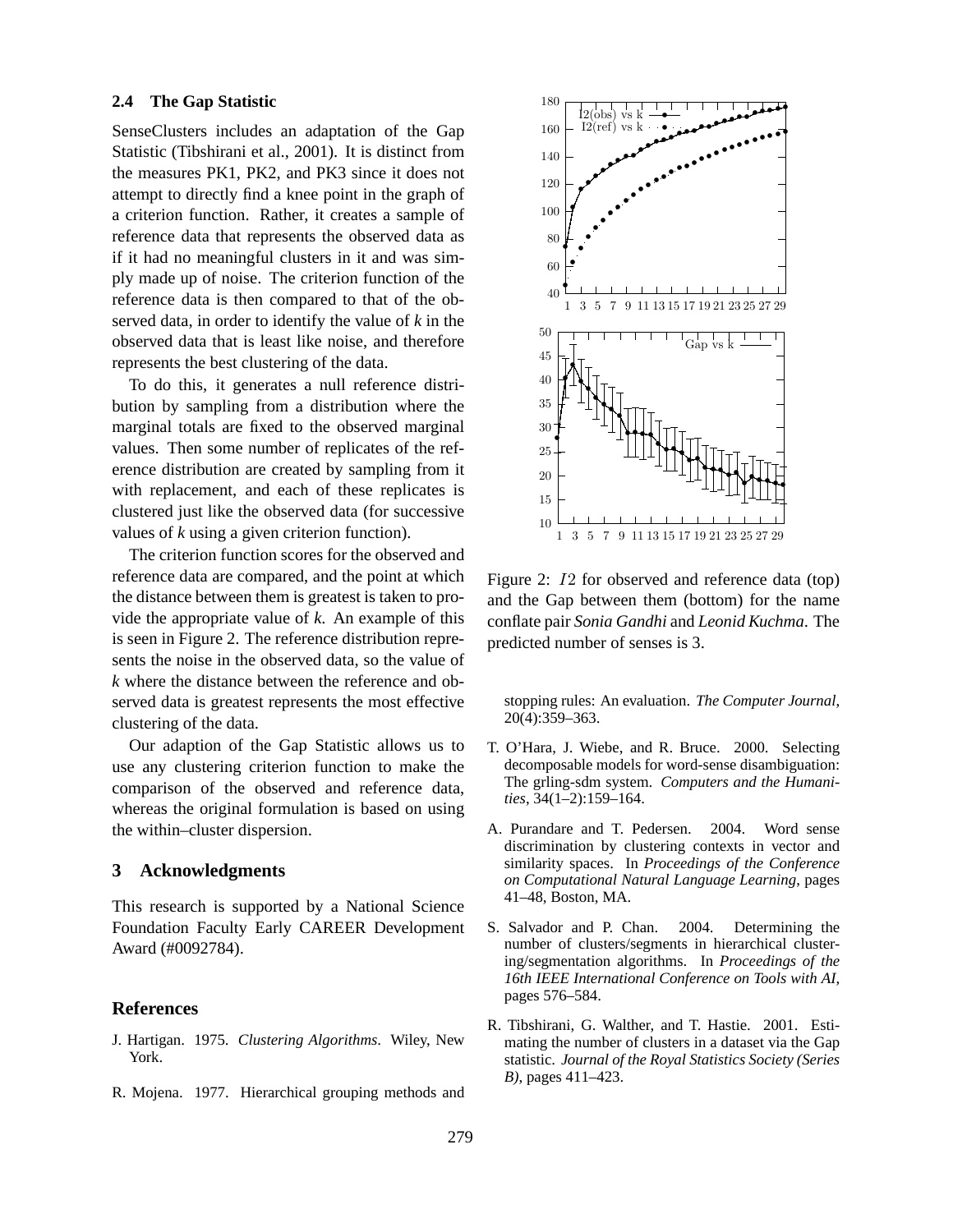### 2.4 The Gap Statistic

SenseClusters includes an adaptation of the Gap Statistic (Tibshirani et al., 2001). It is distinct from the measures PK1, PK2, and PK3 since it does not attempt to directly find a knee point in the graph of a criterion function. Rather, it creates a sample of reference data that represents the observed data as if it had no meaningful clusters in it and was simply made up of noise. The criterion function of the reference data is then compared to that of the observed data, in order to identify the value of *k* in the observed data that is least like noise, and therefore represents the best clustering of the data.

To do this, it generates a null reference distribution by sampling from a distribution where the marginal totals are fixed to the observed marginal values. Then some number of replicates of the reference distribution are created by sampling from it with replacement, and each of these replicates is clustered just like the observed data (for successive values of *k* using a given criterion function).

The criterion function scores for the observed and reference data are compared, and the point at which the distance between them is greatest is taken to provide the appropriate value of *k*. An example of this is seen in Figure 2. The reference distribution represents the noise in the observed data, so the value of *k* where the distance between the reference and observed data is greatest represents the most effective clustering of the data.

Our adaption of the Gap Statistic allows us to use any clustering criterion function to make the comparison of the observed and reference data, whereas the original formulation is based on using the within–cluster dispersion.

I2(obs) vs k
I2(ref) vs k
180
160
140
120
100
80
60
40
1 3 5 7 9 11 13 15 17 19 21 23 25 27 29

Gap vs k
50
45
40
35
30
25
20
15
10
1 3 5 7 9 11 13 15 17 19 21 23 25 27 29

Figure 2: $I2$ for observed and reference data (top) and the Gap between them (bottom) for the name conflate pair *Sonia Gandhi* and *Leonid Kuchma*. The predicted number of senses is 3.

## 3 Acknowledgments

This research is supported by a National Science Foundation Faculty Early CAREER Development Award (#0092784).

## References

J. Hartigan. 1975. *Clustering Algorithms*. Wiley, New York.

R. Mojena. 1977. Hierarchical grouping methods and stopping rules: An evaluation. *The Computer Journal*, 20(4):359–363.

T. O'Hara, J. Wiebe, and R. Bruce. 2000. Selecting decomposable models for word-sense disambiguation: The grling-sdm system. *Computers and the Humanities*, 34(1–2):159–164.

A. Purandare and T. Pedersen. 2004. Word sense discrimination by clustering contexts in vector and similarity spaces. In *Proceedings of the Conference on Computational Natural Language Learning*, pages 41–48, Boston, MA.

S. Salvador and P. Chan. 2004. Determining the number of clusters/segments in hierarchical clustering/segmentation algorithms. In *Proceedings of the 16th IEEE International Conference on Tools with AI*, pages 576–584.

R. Tibshirani, G. Walther, and T. Hastie. 2001. Estimating the number of clusters in a dataset via the Gap statistic. *Journal of the Royal Statistics Society (Series B)*, pages 411–423.